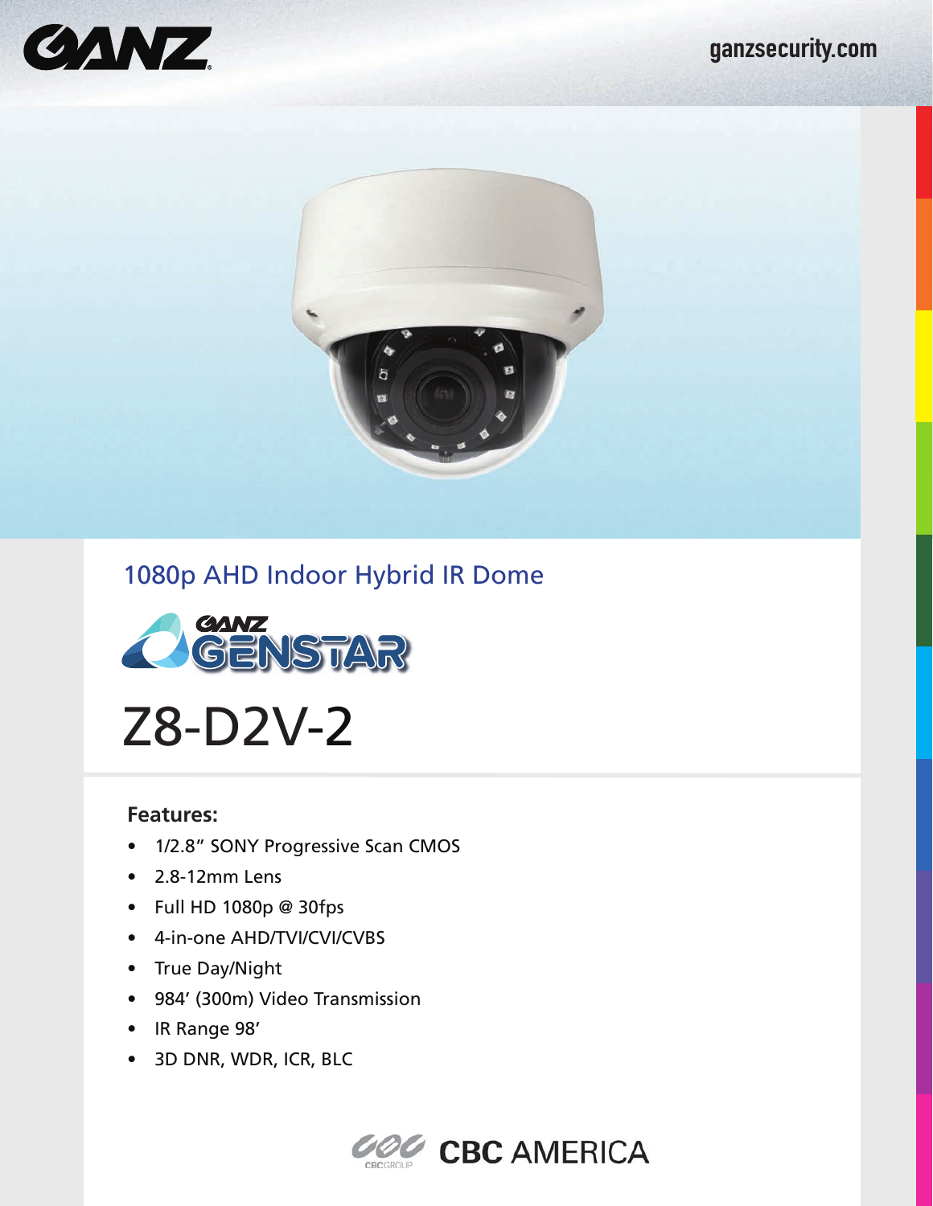GANZ

ganzsecurity.com

## 1080p AHD Indoor Hybrid IR Dome

GANZ GENSTAR

# Z8-D2V-2

**Features:**

- 1/2.8" SONY Progressive Scan CMOS
- 2.8-12mm Lens
- Full HD 1080p @ 30fps
- 4-in-one AHD/TVI/CVI/CVBS
- True Day/Night
- 984' (300m) Video Transmission
- IR Range 98'
- 3D DNR, WDR, ICR, BLC

CBC GROUP CBC AMERICA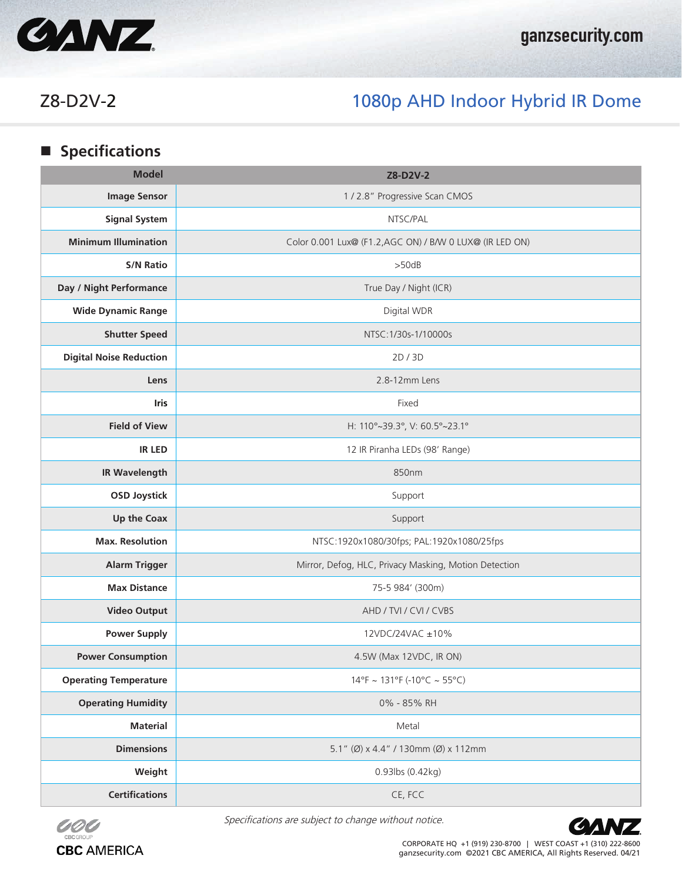Z8-D2V-2

# 1080p AHD Indoor Hybrid IR Dome

## Specifications

| Model | Z8-D2V-2 |
|---|---|
| Image Sensor | 1 / 2.8" Progressive Scan CMOS |
| Signal System | NTSC/PAL |
| Minimum Illumination | Color 0.001 Lux@ (F1.2,AGC ON) / B/W 0 LUX@ (IR LED ON) |
| S/N Ratio | >50dB |
| Day / Night Performance | True Day / Night (ICR) |
| Wide Dynamic Range | Digital WDR |
| Shutter Speed | NTSC:1/30s-1/10000s |
| Digital Noise Reduction | 2D / 3D |
| Lens | 2.8-12mm Lens |
| Iris | Fixed |
| Field of View | H: 110°~39.3°, V: 60.5°~23.1° |
| IR LED | 12 IR Piranha LEDs (98' Range) |
| IR Wavelength | 850nm |
| OSD Joystick | Support |
| Up the Coax | Support |
| Max. Resolution | NTSC:1920x1080/30fps; PAL:1920x1080/25fps |
| Alarm Trigger | Mirror, Defog, HLC, Privacy Masking, Motion Detection |
| Max Distance | 75-5 984' (300m) |
| Video Output | AHD / TVI / CVI / CVBS |
| Power Supply | 12VDC/24VAC ±10% |
| Power Consumption | 4.5W (Max 12VDC, IR ON) |
| Operating Temperature | 14°F ~ 131°F (-10°C ~ 55°C) |
| Operating Humidity | 0% - 85% RH |
| Material | Metal |
| Dimensions | 5.1" (Ø) x 4.4" / 130mm (Ø) x 112mm |
| Weight | 0.93lbs (0.42kg) |
| Certifications | CE, FCC |

*Specifications are subject to change without notice.*

CBC AMERICA

CORPORATE HQ +1 (919) 230-8700 | WEST COAST +1 (310) 222-8600
ganzsecurity.com ©2021 CBC AMERICA, All Rights Reserved. 04/21